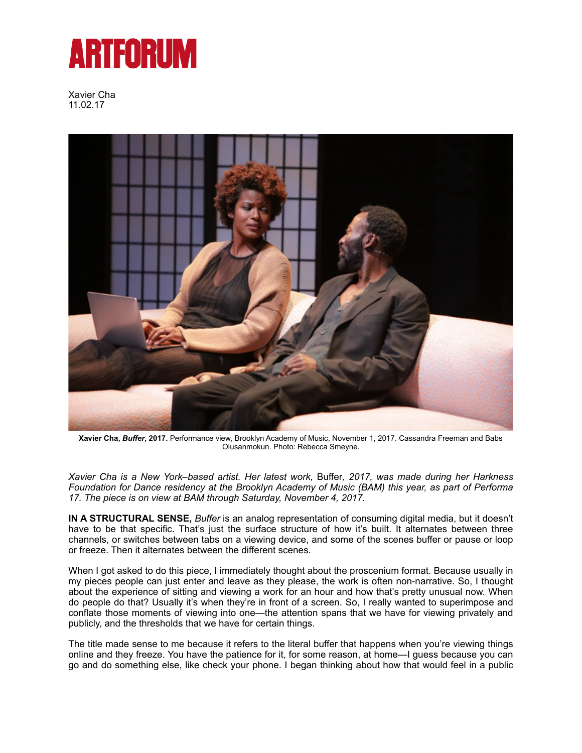# ARTFORUM

Xavier Cha
11.02.17

**Xavier Cha, *Buffer*, 2017.** Performance view, Brooklyn Academy of Music, November 1, 2017. Cassandra Freeman and Babs Olusanmokun. Photo: Rebecca Smeyne.

*Xavier Cha is a New York–based artist. Her latest work,* Buffer*, 2017, was made during her Harkness Foundation for Dance residency at the Brooklyn Academy of Music (BAM) this year, as part of Performa 17. The piece is on view at BAM through Saturday, November 4, 2017.*

**IN A STRUCTURAL SENSE,** *Buffer* is an analog representation of consuming digital media, but it doesn't have to be that specific. That's just the surface structure of how it's built. It alternates between three channels, or switches between tabs on a viewing device, and some of the scenes buffer or pause or loop or freeze. Then it alternates between the different scenes.

When I got asked to do this piece, I immediately thought about the proscenium format. Because usually in my pieces people can just enter and leave as they please, the work is often non-narrative. So, I thought about the experience of sitting and viewing a work for an hour and how that's pretty unusual now. When do people do that? Usually it's when they're in front of a screen. So, I really wanted to superimpose and conflate those moments of viewing into one—the attention spans that we have for viewing privately and publicly, and the thresholds that we have for certain things.

The title made sense to me because it refers to the literal buffer that happens when you're viewing things online and they freeze. You have the patience for it, for some reason, at home—I guess because you can go and do something else, like check your phone. I began thinking about how that would feel in a public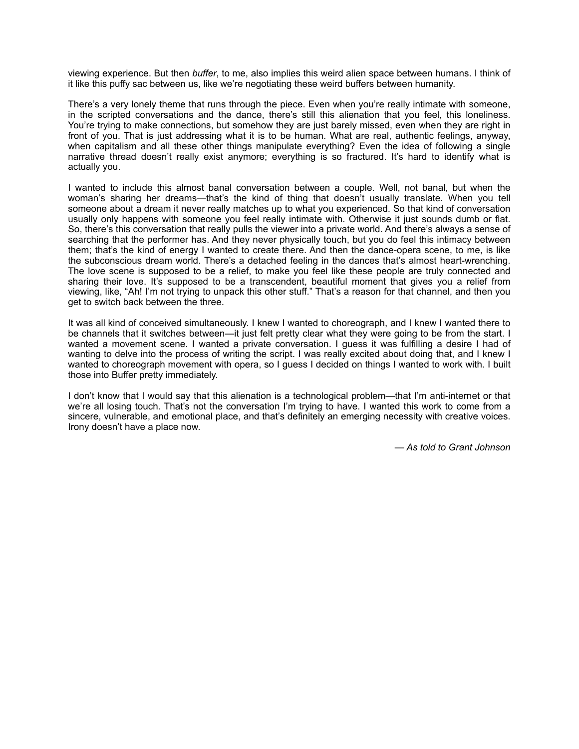viewing experience. But then *buffer*, to me, also implies this weird alien space between humans. I think of it like this puffy sac between us, like we're negotiating these weird buffers between humanity.

There's a very lonely theme that runs through the piece. Even when you're really intimate with someone, in the scripted conversations and the dance, there's still this alienation that you feel, this loneliness. You're trying to make connections, but somehow they are just barely missed, even when they are right in front of you. That is just addressing what it is to be human. What are real, authentic feelings, anyway, when capitalism and all these other things manipulate everything? Even the idea of following a single narrative thread doesn't really exist anymore; everything is so fractured. It's hard to identify what is actually you.

I wanted to include this almost banal conversation between a couple. Well, not banal, but when the woman's sharing her dreams—that's the kind of thing that doesn't usually translate. When you tell someone about a dream it never really matches up to what you experienced. So that kind of conversation usually only happens with someone you feel really intimate with. Otherwise it just sounds dumb or flat. So, there's this conversation that really pulls the viewer into a private world. And there's always a sense of searching that the performer has. And they never physically touch, but you do feel this intimacy between them; that's the kind of energy I wanted to create there. And then the dance-opera scene, to me, is like the subconscious dream world. There's a detached feeling in the dances that's almost heart-wrenching. The love scene is supposed to be a relief, to make you feel like these people are truly connected and sharing their love. It's supposed to be a transcendent, beautiful moment that gives you a relief from viewing, like, "Ah! I'm not trying to unpack this other stuff." That's a reason for that channel, and then you get to switch back between the three.

It was all kind of conceived simultaneously. I knew I wanted to choreograph, and I knew I wanted there to be channels that it switches between—it just felt pretty clear what they were going to be from the start. I wanted a movement scene. I wanted a private conversation. I guess it was fulfilling a desire I had of wanting to delve into the process of writing the script. I was really excited about doing that, and I knew I wanted to choreograph movement with opera, so I guess I decided on things I wanted to work with. I built those into Buffer pretty immediately.

I don't know that I would say that this alienation is a technological problem—that I'm anti-internet or that we're all losing touch. That's not the conversation I'm trying to have. I wanted this work to come from a sincere, vulnerable, and emotional place, and that's definitely an emerging necessity with creative voices. Irony doesn't have a place now.

*— As told to Grant Johnson*